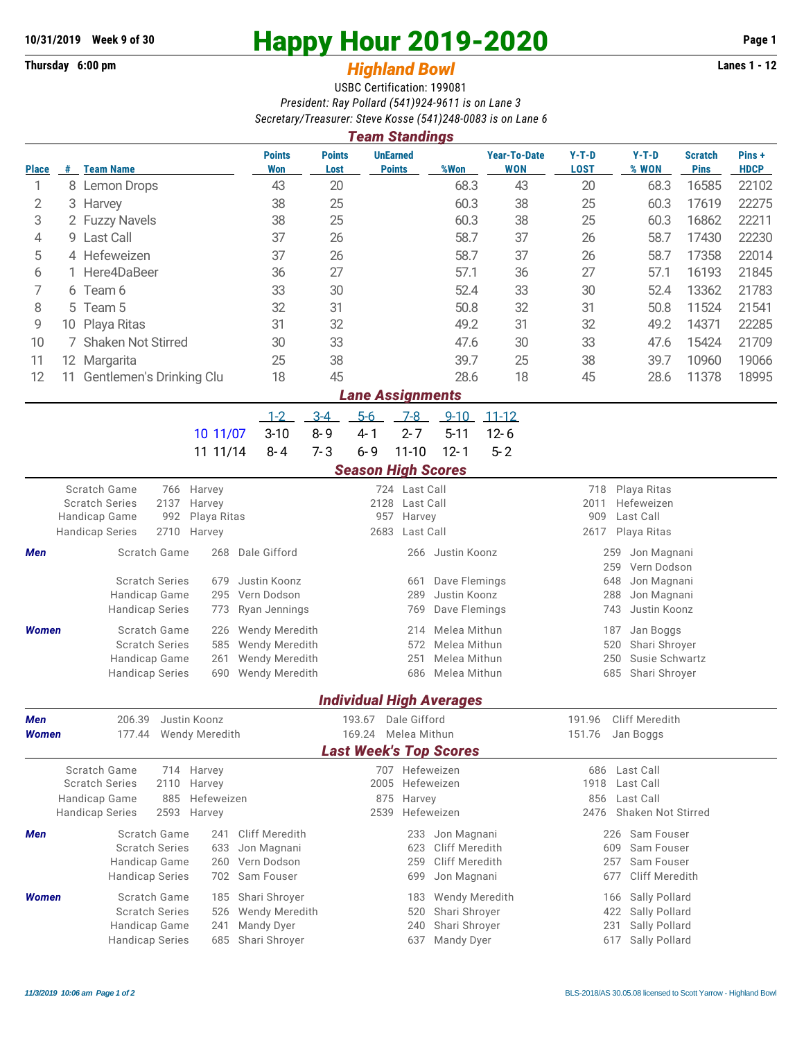10/31/2019 Week 9 of 30

# Happy Hour 2019-2020

Thursday 6:00 pm

## *Highland Bowl*

Lanes 1 - 12

USBC Certification: 199081

*President: Ray Pollard (541)924-9611 is on Lane 3*

*Secretary/Treasurer: Steve Kosse (541)248-0083 is on Lane 6*

### *Team Standings*

| Place | # | Team Name | Points Won | Points Lost | UnEarned Points | %Won | Year-To-Date WON | Y-T-D LOST | Y-T-D % WON | Scratch Pins | Pins + HDCP |
|---|---|---|---|---|---|---|---|---|---|---|---|
| 1 | 8 | Lemon Drops | 43 | 20 | | 68.3 | 43 | 20 | 68.3 | 16585 | 22102 |
| 2 | 3 | Harvey | 38 | 25 | | 60.3 | 38 | 25 | 60.3 | 17619 | 22275 |
| 3 | 2 | Fuzzy Navels | 38 | 25 | | 60.3 | 38 | 25 | 60.3 | 16862 | 22211 |
| 4 | 9 | Last Call | 37 | 26 | | 58.7 | 37 | 26 | 58.7 | 17430 | 22230 |
| 5 | 4 | Hefeweizen | 37 | 26 | | 58.7 | 37 | 26 | 58.7 | 17358 | 22014 |
| 6 | 1 | Here4DaBeer | 36 | 27 | | 57.1 | 36 | 27 | 57.1 | 16193 | 21845 |
| 7 | 6 | Team 6 | 33 | 30 | | 52.4 | 33 | 30 | 52.4 | 13362 | 21783 |
| 8 | 5 | Team 5 | 32 | 31 | | 50.8 | 32 | 31 | 50.8 | 11524 | 21541 |
| 9 | 10 | Playa Ritas | 31 | 32 | | 49.2 | 31 | 32 | 49.2 | 14371 | 22285 |
| 10 | 7 | Shaken Not Stirred | 30 | 33 | | 47.6 | 30 | 33 | 47.6 | 15424 | 21709 |
| 11 | 12 | Margarita | 25 | 38 | | 39.7 | 25 | 38 | 39.7 | 10960 | 19066 |
| 12 | 11 | Gentlemen's Drinking Clu | 18 | 45 | | 28.6 | 18 | 45 | 28.6 | 11378 | 18995 |

### *Lane Assignments*

| | 1-2 | 3-4 | 5-6 | 7-8 | 9-10 | 11-12 |
|---|---|---|---|---|---|---|
| 10 11/07 | 3-10 | 8-9 | 4-1 | 2-7 | 5-11 | 12-6 |
| 11 11/14 | 8-4 | 7-3 | 6-9 | 11-10 | 12-1 | 5-2 |

### *Season High Scores*

| | | | | | | |
|---|---|---|---|---|---|---|
| Scratch Game | 766 | Harvey | 724 | Last Call | 718 | Playa Ritas |
| Scratch Series | 2137 | Harvey | 2128 | Last Call | 2011 | Hefeweizen |
| Handicap Game | 992 | Playa Ritas | 957 | Harvey | 909 | Last Call |
| Handicap Series | 2710 | Harvey | 2683 | Last Call | 2617 | Playa Ritas |

**Men**

| | | | | | | |
|---|---|---|---|---|---|---|
| Scratch Game | 268 | Dale Gifford | 266 | Justin Koonz | 259 | Jon Magnani |
| | | | | | 259 | Vern Dodson |
| Scratch Series | 679 | Justin Koonz | 661 | Dave Flemings | 648 | Jon Magnani |
| Handicap Game | 295 | Vern Dodson | 289 | Justin Koonz | 288 | Jon Magnani |
| Handicap Series | 773 | Ryan Jennings | 769 | Dave Flemings | 743 | Justin Koonz |

**Women**

| | | | | | | |
|---|---|---|---|---|---|---|
| Scratch Game | 226 | Wendy Meredith | 214 | Melea Mithun | 187 | Jan Boggs |
| Scratch Series | 585 | Wendy Meredith | 572 | Melea Mithun | 520 | Shari Shroyer |
| Handicap Game | 261 | Wendy Meredith | 251 | Melea Mithun | 250 | Susie Schwartz |
| Handicap Series | 690 | Wendy Meredith | 686 | Melea Mithun | 685 | Shari Shroyer |

### *Individual High Averages*

| | | | | | | |
|---|---|---|---|---|---|---|
| **Men** | 206.39 | Justin Koonz | 193.67 | Dale Gifford | 191.96 | Cliff Meredith |
| **Women** | 177.44 | Wendy Meredith | 169.24 | Melea Mithun | 151.76 | Jan Boggs |

### *Last Week's Top Scores*

| | | | | | | |
|---|---|---|---|---|---|---|
| Scratch Game | 714 | Harvey | 707 | Hefeweizen | 686 | Last Call |
| Scratch Series | 2110 | Harvey | 2005 | Hefeweizen | 1918 | Last Call |
| Handicap Game | 885 | Hefeweizen | 875 | Harvey | 856 | Last Call |
| Handicap Series | 2593 | Harvey | 2539 | Hefeweizen | 2476 | Shaken Not Stirred |

**Men**

| | | | | | | |
|---|---|---|---|---|---|---|
| Scratch Game | 241 | Cliff Meredith | 233 | Jon Magnani | 226 | Sam Fouser |
| Scratch Series | 633 | Jon Magnani | 623 | Cliff Meredith | 609 | Sam Fouser |
| Handicap Game | 260 | Vern Dodson | 259 | Cliff Meredith | 257 | Sam Fouser |
| Handicap Series | 702 | Sam Fouser | 699 | Jon Magnani | 677 | Cliff Meredith |

**Women**

| | | | | | | |
|---|---|---|---|---|---|---|
| Scratch Game | 185 | Shari Shroyer | 183 | Wendy Meredith | 166 | Sally Pollard |
| Scratch Series | 526 | Wendy Meredith | 520 | Shari Shroyer | 422 | Sally Pollard |
| Handicap Game | 241 | Mandy Dyer | 240 | Shari Shroyer | 231 | Sally Pollard |
| Handicap Series | 685 | Shari Shroyer | 637 | Mandy Dyer | 617 | Sally Pollard |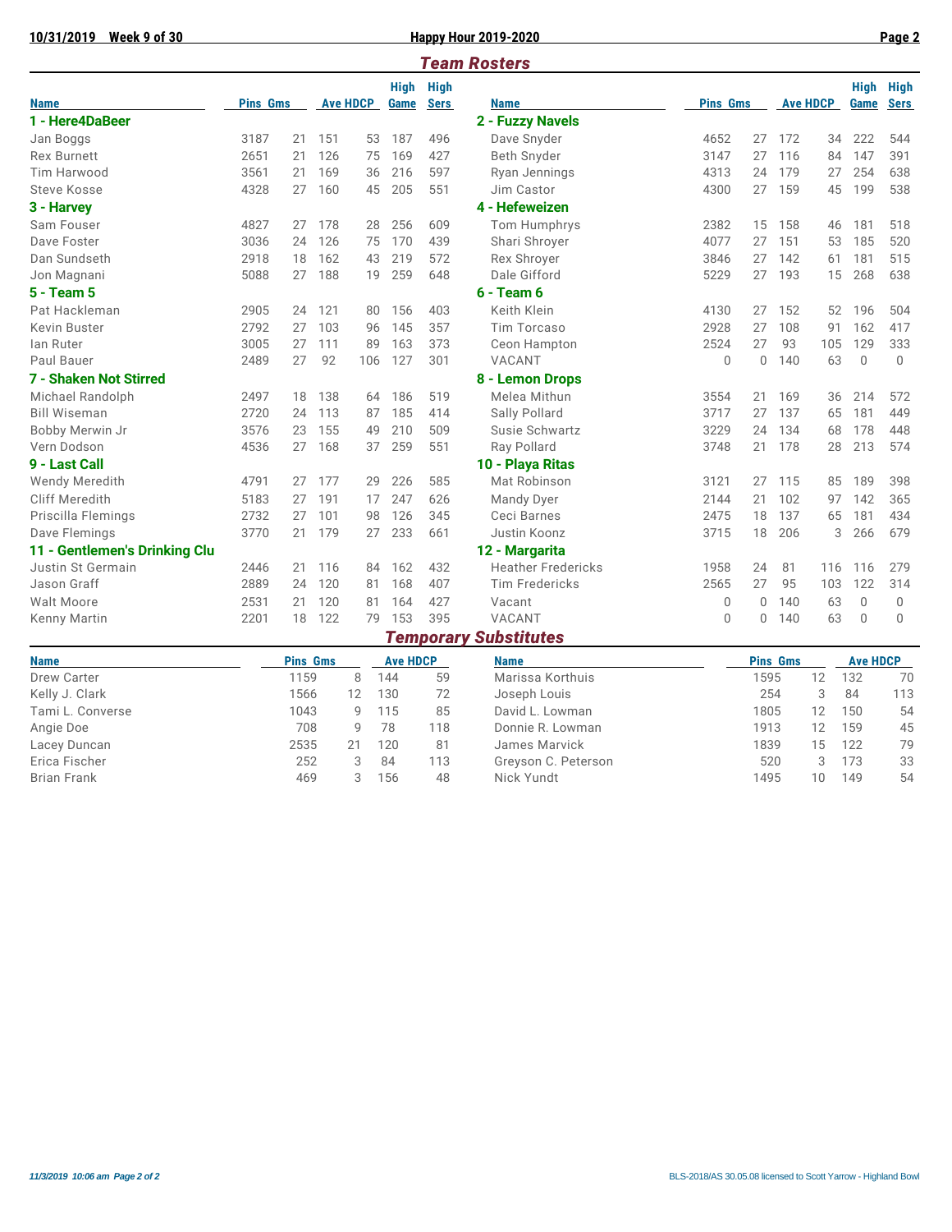## Team Rosters

| Name | Pins | Gms | Ave | HDCP | High Game | High Sers |
|---|---|---|---|---|---|---|
| **1 - Here4DaBeer** | | | | | | |
| Jan Boggs | 3187 | 21 | 151 | 53 | 187 | 496 |
| Rex Burnett | 2651 | 21 | 126 | 75 | 169 | 427 |
| Tim Harwood | 3561 | 21 | 169 | 36 | 216 | 597 |
| Steve Kosse | 4328 | 27 | 160 | 45 | 205 | 551 |
| **2 - Fuzzy Navels** | | | | | | |
| Dave Snyder | 4652 | 27 | 172 | 34 | 222 | 544 |
| Beth Snyder | 3147 | 27 | 116 | 84 | 147 | 391 |
| Ryan Jennings | 4313 | 24 | 179 | 27 | 254 | 638 |
| Jim Castor | 4300 | 27 | 159 | 45 | 199 | 538 |
| **3 - Harvey** | | | | | | |
| Sam Fouser | 4827 | 27 | 178 | 28 | 256 | 609 |
| Dave Foster | 3036 | 24 | 126 | 75 | 170 | 439 |
| Dan Sundseth | 2918 | 18 | 162 | 43 | 219 | 572 |
| Jon Magnani | 5088 | 27 | 188 | 19 | 259 | 648 |
| **4 - Hefeweizen** | | | | | | |
| Tom Humphrys | 2382 | 15 | 158 | 46 | 181 | 518 |
| Shari Shroyer | 4077 | 27 | 151 | 53 | 185 | 520 |
| Rex Shroyer | 3846 | 27 | 142 | 61 | 181 | 515 |
| Dale Gifford | 5229 | 27 | 193 | 15 | 268 | 638 |
| **5 - Team 5** | | | | | | |
| Pat Hackleman | 2905 | 24 | 121 | 80 | 156 | 403 |
| Kevin Buster | 2792 | 27 | 103 | 96 | 145 | 357 |
| Ian Ruter | 3005 | 27 | 111 | 89 | 163 | 373 |
| Paul Bauer | 2489 | 27 | 92 | 106 | 127 | 301 |
| **6 - Team 6** | | | | | | |
| Keith Klein | 4130 | 27 | 152 | 52 | 196 | 504 |
| Tim Torcaso | 2928 | 27 | 108 | 91 | 162 | 417 |
| Ceon Hampton | 2524 | 27 | 93 | 105 | 129 | 333 |
| VACANT | 0 | 0 | 140 | 63 | 0 | 0 |
| **7 - Shaken Not Stirred** | | | | | | |
| Michael Randolph | 2497 | 18 | 138 | 64 | 186 | 519 |
| Bill Wiseman | 2720 | 24 | 113 | 87 | 185 | 414 |
| Bobby Merwin Jr | 3576 | 23 | 155 | 49 | 210 | 509 |
| Vern Dodson | 4536 | 27 | 168 | 37 | 259 | 551 |
| **8 - Lemon Drops** | | | | | | |
| Melea Mithun | 3554 | 21 | 169 | 36 | 214 | 572 |
| Sally Pollard | 3717 | 27 | 137 | 65 | 181 | 449 |
| Susie Schwartz | 3229 | 24 | 134 | 68 | 178 | 448 |
| Ray Pollard | 3748 | 21 | 178 | 28 | 213 | 574 |
| **9 - Last Call** | | | | | | |
| Wendy Meredith | 4791 | 27 | 177 | 29 | 226 | 585 |
| Cliff Meredith | 5183 | 27 | 191 | 17 | 247 | 626 |
| Priscilla Flemings | 2732 | 27 | 101 | 98 | 126 | 345 |
| Dave Flemings | 3770 | 21 | 179 | 27 | 233 | 661 |
| **10 - Playa Ritas** | | | | | | |
| Mat Robinson | 3121 | 27 | 115 | 85 | 189 | 398 |
| Mandy Dyer | 2144 | 21 | 102 | 97 | 142 | 365 |
| Ceci Barnes | 2475 | 18 | 137 | 65 | 181 | 434 |
| Justin Koonz | 3715 | 18 | 206 | 3 | 266 | 679 |
| **11 - Gentlemen's Drinking Clu** | | | | | | |
| Justin St Germain | 2446 | 21 | 116 | 84 | 162 | 432 |
| Jason Graff | 2889 | 24 | 120 | 81 | 168 | 407 |
| Walt Moore | 2531 | 21 | 120 | 81 | 164 | 427 |
| Kenny Martin | 2201 | 18 | 122 | 79 | 153 | 395 |
| **12 - Margarita** | | | | | | |
| Heather Fredericks | 1958 | 24 | 81 | 116 | 116 | 279 |
| Tim Fredericks | 2565 | 27 | 95 | 103 | 122 | 314 |
| Vacant | 0 | 0 | 140 | 63 | 0 | 0 |
| VACANT | 0 | 0 | 140 | 63 | 0 | 0 |

## Temporary Substitutes

| Name | Pins | Gms | Ave | HDCP |
|---|---|---|---|---|
| Drew Carter | 1159 | 8 | 144 | 59 |
| Kelly J. Clark | 1566 | 12 | 130 | 72 |
| Tami L. Converse | 1043 | 9 | 115 | 85 |
| Angie Doe | 708 | 9 | 78 | 118 |
| Lacey Duncan | 2535 | 21 | 120 | 81 |
| Erica Fischer | 252 | 3 | 84 | 113 |
| Brian Frank | 469 | 3 | 156 | 48 |
| Marissa Korthuis | 1595 | 12 | 132 | 70 |
| Joseph Louis | 254 | 3 | 84 | 113 |
| David L. Lowman | 1805 | 12 | 150 | 54 |
| Donnie R. Lowman | 1913 | 12 | 159 | 45 |
| James Marvick | 1839 | 15 | 122 | 79 |
| Greyson C. Peterson | 520 | 3 | 173 | 33 |
| Nick Yundt | 1495 | 10 | 149 | 54 |